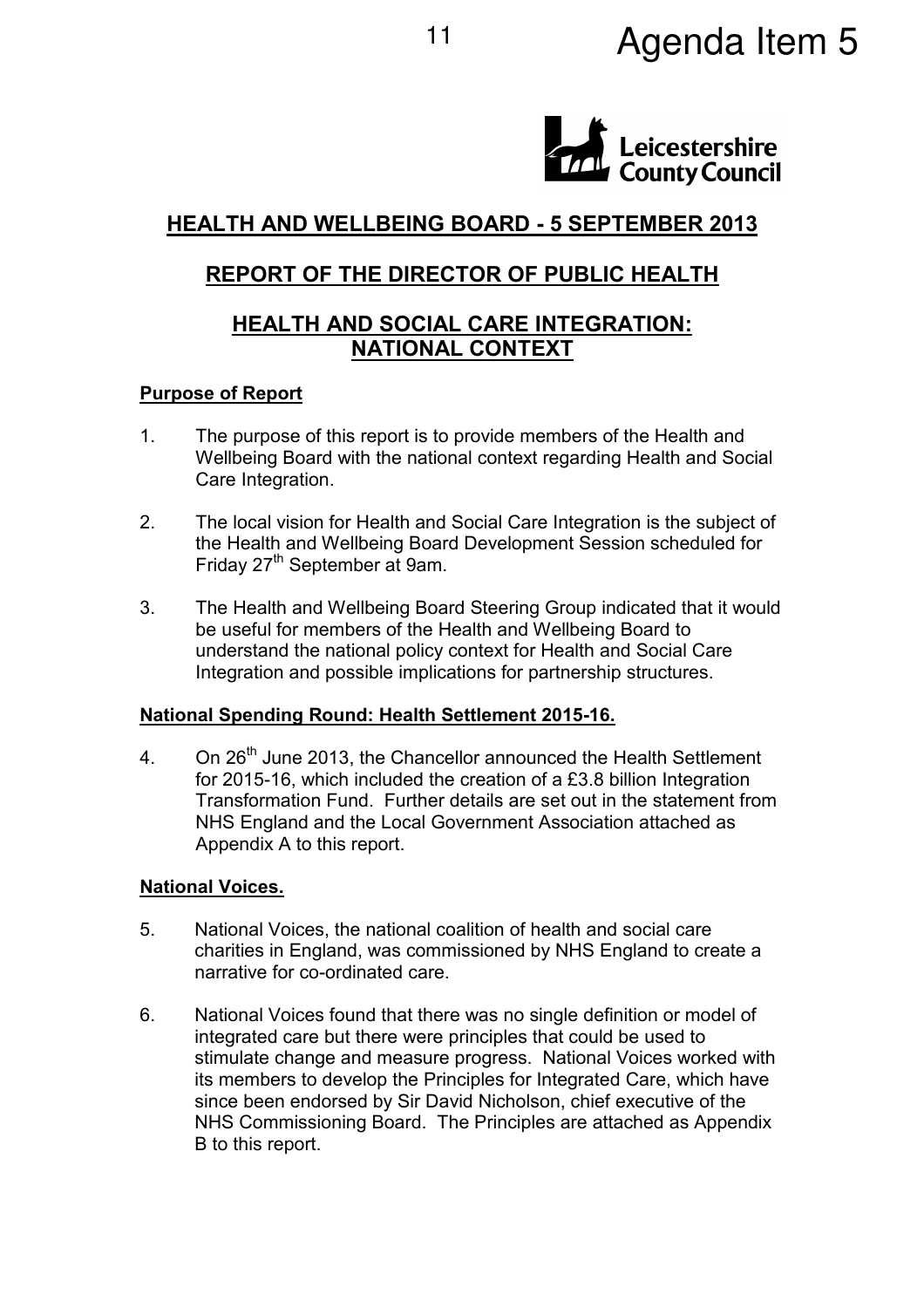Agenda Item 5

# HEALTH AND WELLBEING BOARD - 5 SEPTEMBER 2013

## REPORT OF THE DIRECTOR OF PUBLIC HEALTH

## HEALTH AND SOCIAL CARE INTEGRATION: NATIONAL CONTEXT

### Purpose of Report

1. The purpose of this report is to provide members of the Health and Wellbeing Board with the national context regarding Health and Social Care Integration.

2. The local vision for Health and Social Care Integration is the subject of the Health and Wellbeing Board Development Session scheduled for Friday 27th September at 9am.

3. The Health and Wellbeing Board Steering Group indicated that it would be useful for members of the Health and Wellbeing Board to understand the national policy context for Health and Social Care Integration and possible implications for partnership structures.

### National Spending Round: Health Settlement 2015-16.

4. On 26th June 2013, the Chancellor announced the Health Settlement for 2015-16, which included the creation of a £3.8 billion Integration Transformation Fund. Further details are set out in the statement from NHS England and the Local Government Association attached as Appendix A to this report.

### National Voices.

5. National Voices, the national coalition of health and social care charities in England, was commissioned by NHS England to create a narrative for co-ordinated care.

6. National Voices found that there was no single definition or model of integrated care but there were principles that could be used to stimulate change and measure progress. National Voices worked with its members to develop the Principles for Integrated Care, which have since been endorsed by Sir David Nicholson, chief executive of the NHS Commissioning Board. The Principles are attached as Appendix B to this report.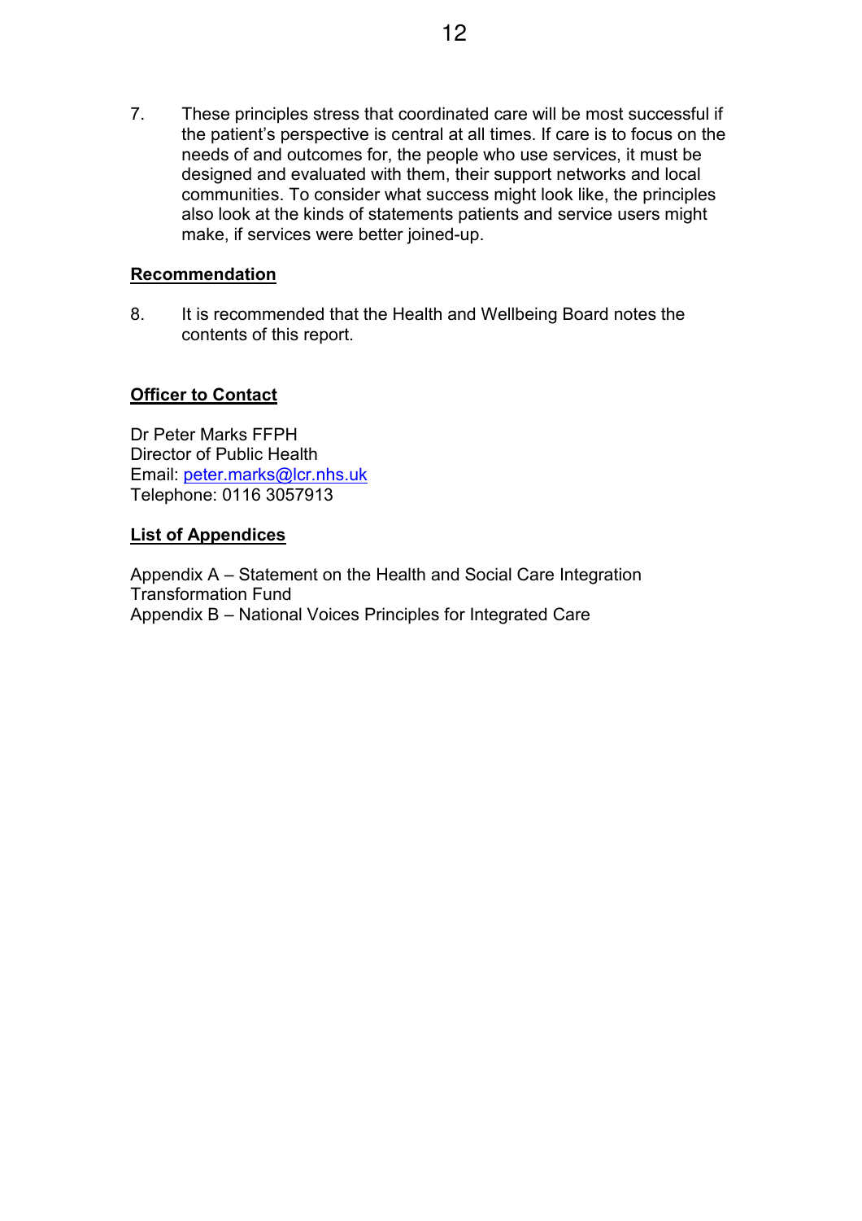7. These principles stress that coordinated care will be most successful if the patient's perspective is central at all times. If care is to focus on the needs of and outcomes for, the people who use services, it must be designed and evaluated with them, their support networks and local communities. To consider what success might look like, the principles also look at the kinds of statements patients and service users might make, if services were better joined-up.

**Recommendation**

8. It is recommended that the Health and Wellbeing Board notes the contents of this report.

**Officer to Contact**

Dr Peter Marks FFPH
Director of Public Health
Email: peter.marks@lcr.nhs.uk
Telephone: 0116 3057913

**List of Appendices**

Appendix A – Statement on the Health and Social Care Integration Transformation Fund
Appendix B – National Voices Principles for Integrated Care